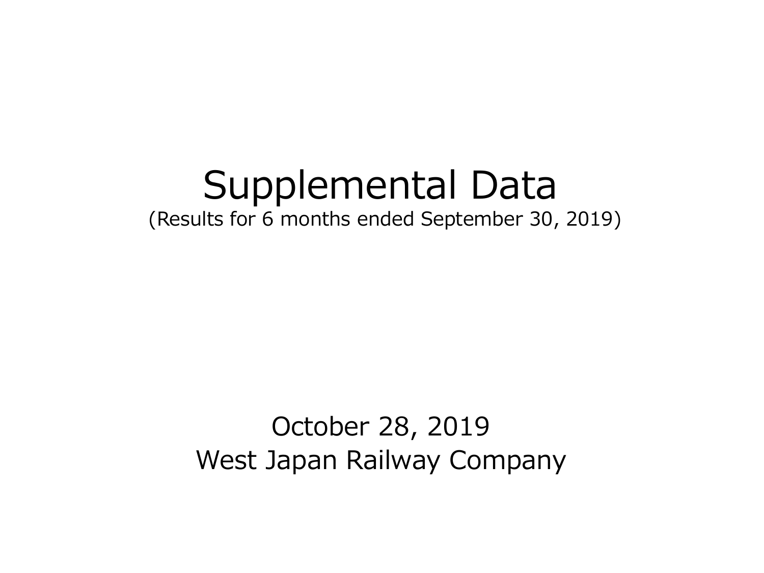# Supplemental Data

(Results for 6 months ended September 30, 2019)

October 28, 2019

West Japan Railway Company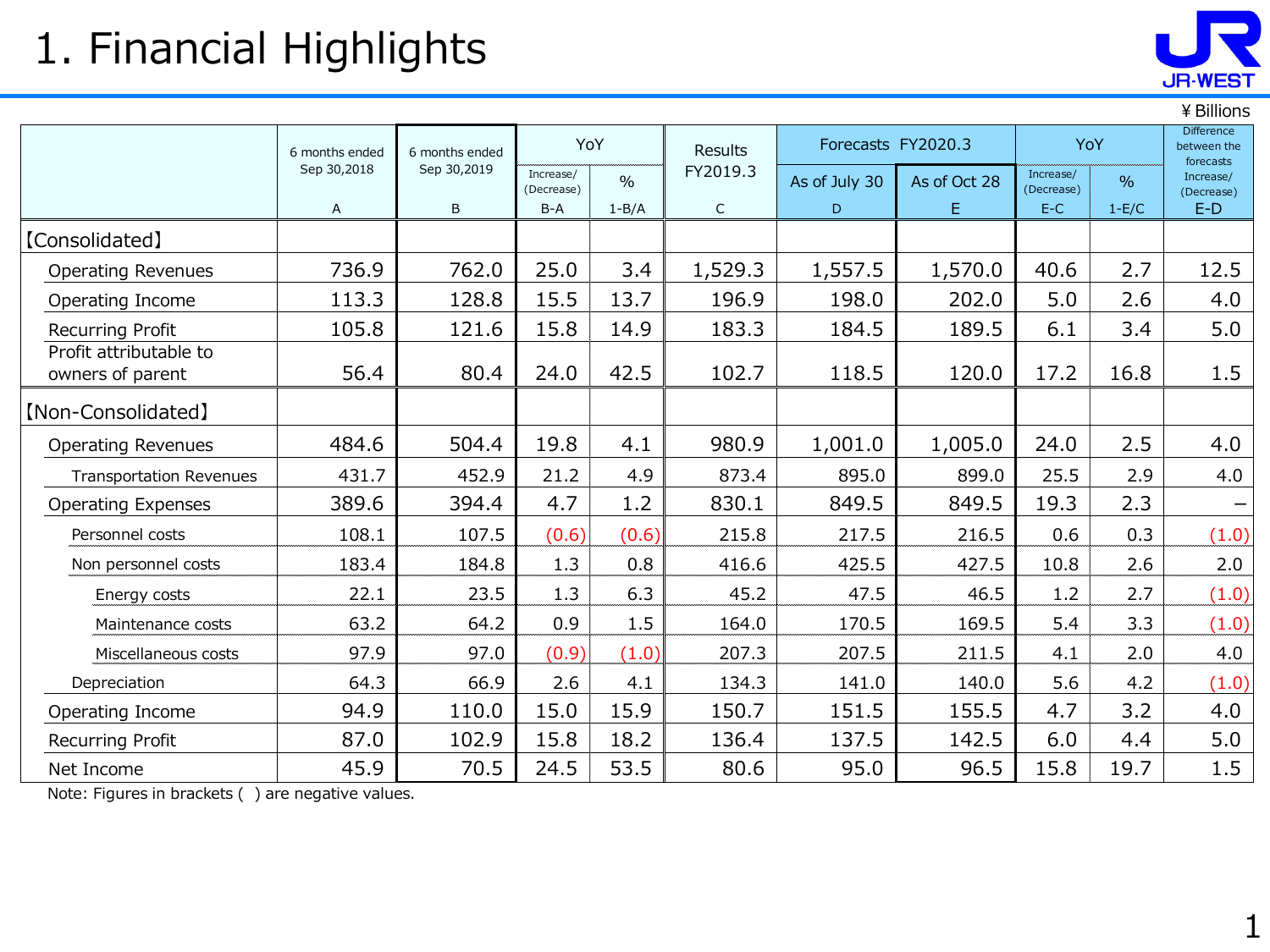# 1. Financial Highlights

¥ Billions

| | 6 months ended Sep 30,2018 | 6 months ended Sep 30,2019 | YoY | | Results FY2019.3 | Forecasts FY2020.3 | | YoY | | Difference between the forecasts |
|---|---|---|---|---|---|---|---|---|---|---|
| | | | Increase/ (Decrease) | % | | As of July 30 | As of Oct 28 | Increase/ (Decrease) | % | Increase/ (Decrease) |
| | A | B | B-A | 1-B/A | C | D | E | E-C | 1-E/C | E-D |
| 【Consolidated】 | | | | | | | | | | |
| Operating Revenues | 736.9 | 762.0 | 25.0 | 3.4 | 1,529.3 | 1,557.5 | 1,570.0 | 40.6 | 2.7 | 12.5 |
| Operating Income | 113.3 | 128.8 | 15.5 | 13.7 | 196.9 | 198.0 | 202.0 | 5.0 | 2.6 | 4.0 |
| Recurring Profit | 105.8 | 121.6 | 15.8 | 14.9 | 183.3 | 184.5 | 189.5 | 6.1 | 3.4 | 5.0 |
| Profit attributable to owners of parent | 56.4 | 80.4 | 24.0 | 42.5 | 102.7 | 118.5 | 120.0 | 17.2 | 16.8 | 1.5 |
| 【Non-Consolidated】 | | | | | | | | | | |
| Operating Revenues | 484.6 | 504.4 | 19.8 | 4.1 | 980.9 | 1,001.0 | 1,005.0 | 24.0 | 2.5 | 4.0 |
| Transportation Revenues | 431.7 | 452.9 | 21.2 | 4.9 | 873.4 | 895.0 | 899.0 | 25.5 | 2.9 | 4.0 |
| Operating Expenses | 389.6 | 394.4 | 4.7 | 1.2 | 830.1 | 849.5 | 849.5 | 19.3 | 2.3 | – |
| Personnel costs | 108.1 | 107.5 | (0.6) | (0.6) | 215.8 | 217.5 | 216.5 | 0.6 | 0.3 | (1.0) |
| Non personnel costs | 183.4 | 184.8 | 1.3 | 0.8 | 416.6 | 425.5 | 427.5 | 10.8 | 2.6 | 2.0 |
| Energy costs | 22.1 | 23.5 | 1.3 | 6.3 | 45.2 | 47.5 | 46.5 | 1.2 | 2.7 | (1.0) |
| Maintenance costs | 63.2 | 64.2 | 0.9 | 1.5 | 164.0 | 170.5 | 169.5 | 5.4 | 3.3 | (1.0) |
| Miscellaneous costs | 97.9 | 97.0 | (0.9) | (1.0) | 207.3 | 207.5 | 211.5 | 4.1 | 2.0 | 4.0 |
| Depreciation | 64.3 | 66.9 | 2.6 | 4.1 | 134.3 | 141.0 | 140.0 | 5.6 | 4.2 | (1.0) |
| Operating Income | 94.9 | 110.0 | 15.0 | 15.9 | 150.7 | 151.5 | 155.5 | 4.7 | 3.2 | 4.0 |
| Recurring Profit | 87.0 | 102.9 | 15.8 | 18.2 | 136.4 | 137.5 | 142.5 | 6.0 | 4.4 | 5.0 |
| Net Income | 45.9 | 70.5 | 24.5 | 53.5 | 80.6 | 95.0 | 96.5 | 15.8 | 19.7 | 1.5 |

Note: Figures in brackets ( ) are negative values.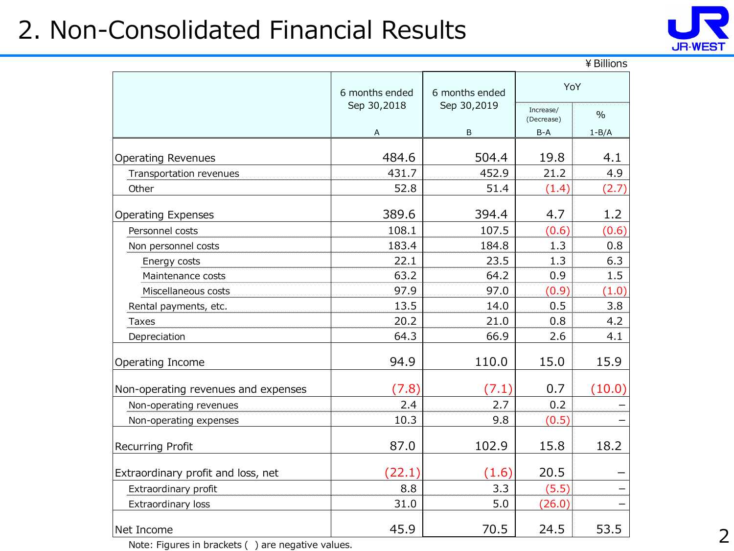# 2. Non-Consolidated Financial Results

¥Billions

| | 6 months ended Sep 30,2018 | 6 months ended Sep 30,2019 | YoY | |
|---|---|---|---|---|
| | | | Increase/ (Decrease) | % |
| | A | B | B-A | 1-B/A |
| Operating Revenues | 484.6 | 504.4 | 19.8 | 4.1 |
| Transportation revenues | 431.7 | 452.9 | 21.2 | 4.9 |
| Other | 52.8 | 51.4 | (1.4) | (2.7) |
| Operating Expenses | 389.6 | 394.4 | 4.7 | 1.2 |
| Personnel costs | 108.1 | 107.5 | (0.6) | (0.6) |
| Non personnel costs | 183.4 | 184.8 | 1.3 | 0.8 |
| Energy costs | 22.1 | 23.5 | 1.3 | 6.3 |
| Maintenance costs | 63.2 | 64.2 | 0.9 | 1.5 |
| Miscellaneous costs | 97.9 | 97.0 | (0.9) | (1.0) |
| Rental payments, etc. | 13.5 | 14.0 | 0.5 | 3.8 |
| Taxes | 20.2 | 21.0 | 0.8 | 4.2 |
| Depreciation | 64.3 | 66.9 | 2.6 | 4.1 |
| Operating Income | 94.9 | 110.0 | 15.0 | 15.9 |
| Non-operating revenues and expenses | (7.8) | (7.1) | 0.7 | (10.0) |
| Non-operating revenues | 2.4 | 2.7 | 0.2 | – |
| Non-operating expenses | 10.3 | 9.8 | (0.5) | – |
| Recurring Profit | 87.0 | 102.9 | 15.8 | 18.2 |
| Extraordinary profit and loss, net | (22.1) | (1.6) | 20.5 | – |
| Extraordinary profit | 8.8 | 3.3 | (5.5) | – |
| Extraordinary loss | 31.0 | 5.0 | (26.0) | – |
| Net Income | 45.9 | 70.5 | 24.5 | 53.5 |

Note: Figures in brackets ( ) are negative values.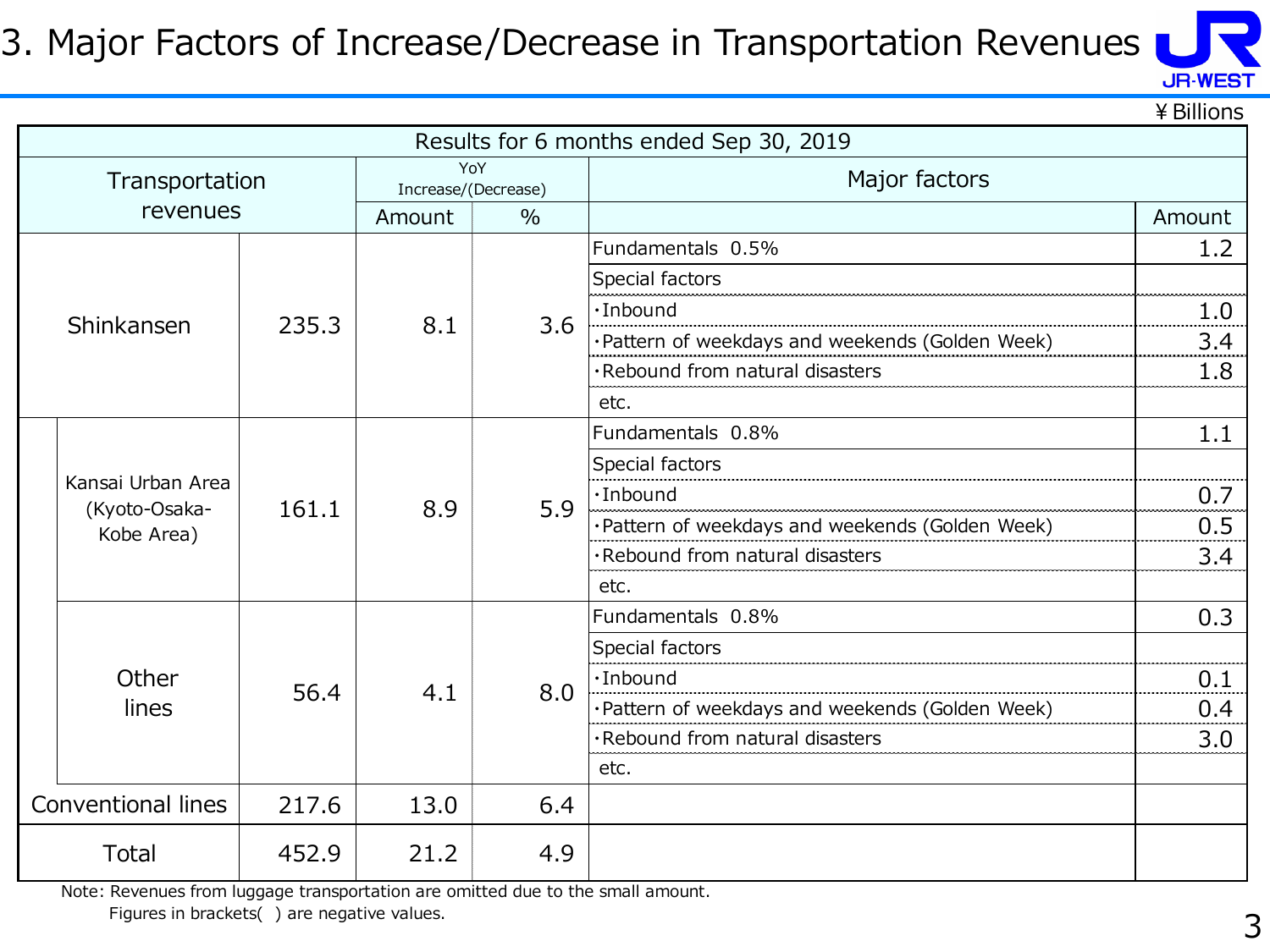# 3. Major Factors of Increase/Decrease in Transportation Revenues

¥ Billions

| Results for 6 months ended Sep 30, 2019 | | | | | | |
|---|---|---|---|---|---|---|
| Transportation revenues | | | YoY Increase/(Decrease) | | Major factors | |
| | | | Amount | % | | Amount |
| Shinkansen | | 235.3 | 8.1 | 3.6 | Fundamentals 0.5% | 1.2 |
| | | | | | Special factors | |
| | | | | | ・Inbound | 1.0 |
| | | | | | ・Pattern of weekdays and weekends (Golden Week) | 3.4 |
| | | | | | ・Rebound from natural disasters | 1.8 |
| | | | | | etc. | |
| | Kansai Urban Area (Kyoto-Osaka-Kobe Area) | 161.1 | 8.9 | 5.9 | Fundamentals 0.8% | 1.1 |
| | | | | | Special factors | |
| | | | | | ・Inbound | 0.7 |
| | | | | | ・Pattern of weekdays and weekends (Golden Week) | 0.5 |
| | | | | | ・Rebound from natural disasters | 3.4 |
| | | | | | etc. | |
| | Other lines | 56.4 | 4.1 | 8.0 | Fundamentals 0.8% | 0.3 |
| | | | | | Special factors | |
| | | | | | ・Inbound | 0.1 |
| | | | | | ・Pattern of weekdays and weekends (Golden Week) | 0.4 |
| | | | | | ・Rebound from natural disasters | 3.0 |
| | | | | | etc. | |
| Conventional lines | | 217.6 | 13.0 | 6.4 | | |
| Total | | 452.9 | 21.2 | 4.9 | | |

Note: Revenues from luggage transportation are omitted due to the small amount.
Figures in brackets( ) are negative values.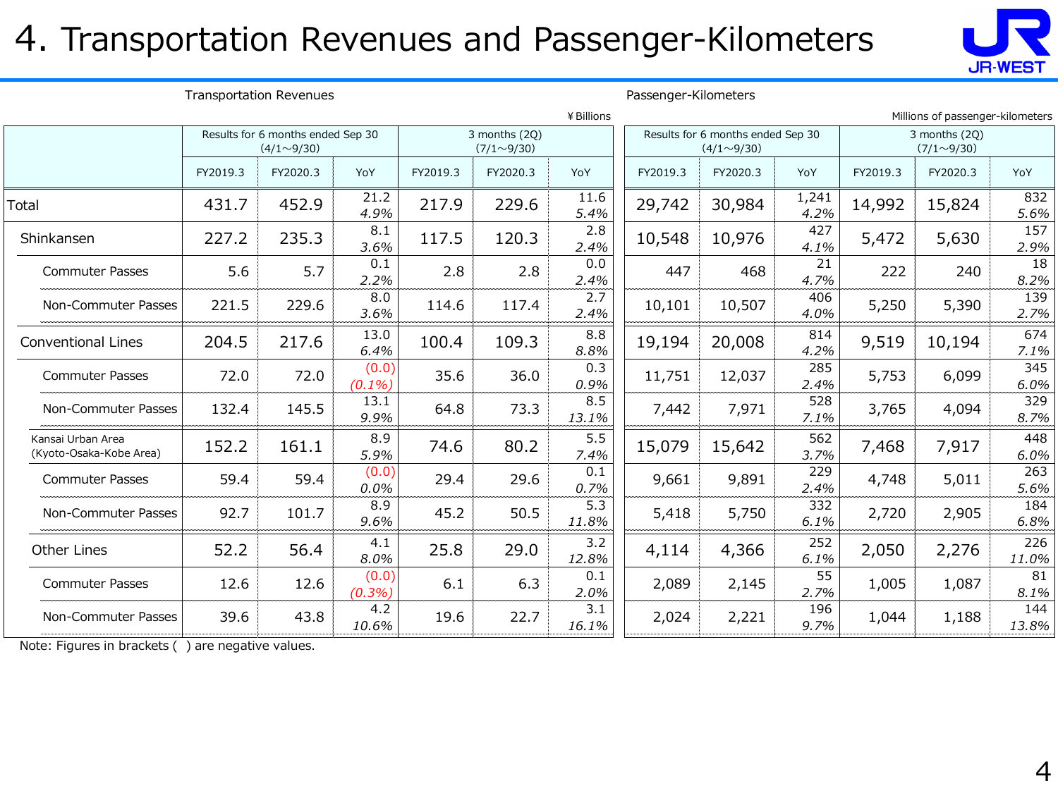# 4. Transportation Revenues and Passenger-Kilometers

Transportation Revenues

¥Billions

| | Results for 6 months ended Sep 30 (4/1～9/30) | | | 3 months (2Q) (7/1～9/30) | | |
|---|---|---|---|---|---|---|
| | FY2019.3 | FY2020.3 | YoY | FY2019.3 | FY2020.3 | YoY |
| Total | 431.7 | 452.9 | 21.2 *4.9%* | 217.9 | 229.6 | 11.6 *5.4%* |
| Shinkansen | 227.2 | 235.3 | 8.1 *3.6%* | 117.5 | 120.3 | 2.8 *2.4%* |
| Commuter Passes | 5.6 | 5.7 | 0.1 *2.2%* | 2.8 | 2.8 | 0.0 *2.4%* |
| Non-Commuter Passes | 221.5 | 229.6 | 8.0 *3.6%* | 114.6 | 117.4 | 2.7 *2.4%* |
| Conventional Lines | 204.5 | 217.6 | 13.0 *6.4%* | 100.4 | 109.3 | 8.8 *8.8%* |
| Commuter Passes | 72.0 | 72.0 | (0.0) *(0.1%)* | 35.6 | 36.0 | 0.3 *0.9%* |
| Non-Commuter Passes | 132.4 | 145.5 | 13.1 *9.9%* | 64.8 | 73.3 | 8.5 *13.1%* |
| Kansai Urban Area (Kyoto-Osaka-Kobe Area) | 152.2 | 161.1 | 8.9 *5.9%* | 74.6 | 80.2 | 5.5 *7.4%* |
| Commuter Passes | 59.4 | 59.4 | (0.0) *0.0%* | 29.4 | 29.6 | 0.1 *0.7%* |
| Non-Commuter Passes | 92.7 | 101.7 | 8.9 *9.6%* | 45.2 | 50.5 | 5.3 *11.8%* |
| Other Lines | 52.2 | 56.4 | 4.1 *8.0%* | 25.8 | 29.0 | 3.2 *12.8%* |
| Commuter Passes | 12.6 | 12.6 | (0.0) *(0.3%)* | 6.1 | 6.3 | 0.1 *2.0%* |
| Non-Commuter Passes | 39.6 | 43.8 | 4.2 *10.6%* | 19.6 | 22.7 | 3.1 *16.1%* |

Passenger-Kilometers

Millions of passenger-kilometers

| | Results for 6 months ended Sep 30 (4/1～9/30) | | | 3 months (2Q) (7/1～9/30) | | |
|---|---|---|---|---|---|---|
| | FY2019.3 | FY2020.3 | YoY | FY2019.3 | FY2020.3 | YoY |
| Total | 29,742 | 30,984 | 1,241 *4.2%* | 14,992 | 15,824 | 832 *5.6%* |
| Shinkansen | 10,548 | 10,976 | 427 *4.1%* | 5,472 | 5,630 | 157 *2.9%* |
| Commuter Passes | 447 | 468 | 21 *4.7%* | 222 | 240 | 18 *8.2%* |
| Non-Commuter Passes | 10,101 | 10,507 | 406 *4.0%* | 5,250 | 5,390 | 139 *2.7%* |
| Conventional Lines | 19,194 | 20,008 | 814 *4.2%* | 9,519 | 10,194 | 674 *7.1%* |
| Commuter Passes | 11,751 | 12,037 | 285 *2.4%* | 5,753 | 6,099 | 345 *6.0%* |
| Non-Commuter Passes | 7,442 | 7,971 | 528 *7.1%* | 3,765 | 4,094 | 329 *8.7%* |
| Kansai Urban Area (Kyoto-Osaka-Kobe Area) | 15,079 | 15,642 | 562 *3.7%* | 7,468 | 7,917 | 448 *6.0%* |
| Commuter Passes | 9,661 | 9,891 | 229 *2.4%* | 4,748 | 5,011 | 263 *5.6%* |
| Non-Commuter Passes | 5,418 | 5,750 | 332 *6.1%* | 2,720 | 2,905 | 184 *6.8%* |
| Other Lines | 4,114 | 4,366 | 252 *6.1%* | 2,050 | 2,276 | 226 *11.0%* |
| Commuter Passes | 2,089 | 2,145 | 55 *2.7%* | 1,005 | 1,087 | 81 *8.1%* |
| Non-Commuter Passes | 2,024 | 2,221 | 196 *9.7%* | 1,044 | 1,188 | 144 *13.8%* |

Note: Figures in brackets ( ) are negative values.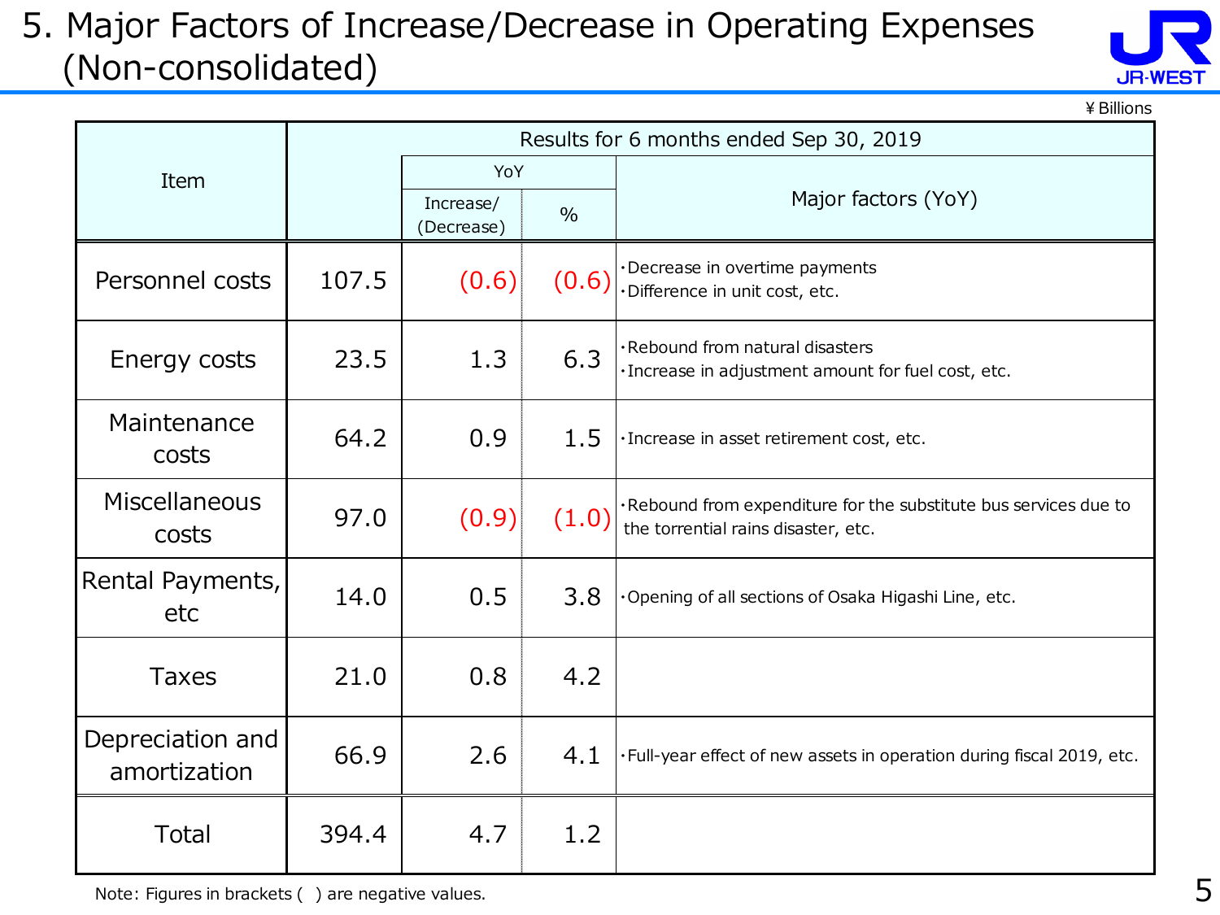# 5. Major Factors of Increase/Decrease in Operating Expenses (Non-consolidated)

¥ Billions

| Item | Results for 6 months ended Sep 30, 2019 | | | |
|---|---|---|---|---|
| | | YoY | | Major factors (YoY) |
| | | Increase/ (Decrease) | % | |
| Personnel costs | 107.5 | (0.6) | (0.6) | ･Decrease in overtime payments<br>･Difference in unit cost, etc. |
| Energy costs | 23.5 | 1.3 | 6.3 | ･Rebound from natural disasters<br>･Increase in adjustment amount for fuel cost, etc. |
| Maintenance costs | 64.2 | 0.9 | 1.5 | ･Increase in asset retirement cost, etc. |
| Miscellaneous costs | 97.0 | (0.9) | (1.0) | ･Rebound from expenditure for the substitute bus services due to the torrential rains disaster, etc. |
| Rental Payments, etc | 14.0 | 0.5 | 3.8 | ･Opening of all sections of Osaka Higashi Line, etc. |
| Taxes | 21.0 | 0.8 | 4.2 | |
| Depreciation and amortization | 66.9 | 2.6 | 4.1 | ･Full-year effect of new assets in operation during fiscal 2019, etc. |
| Total | 394.4 | 4.7 | 1.2 | |

Note: Figures in brackets ( ) are negative values.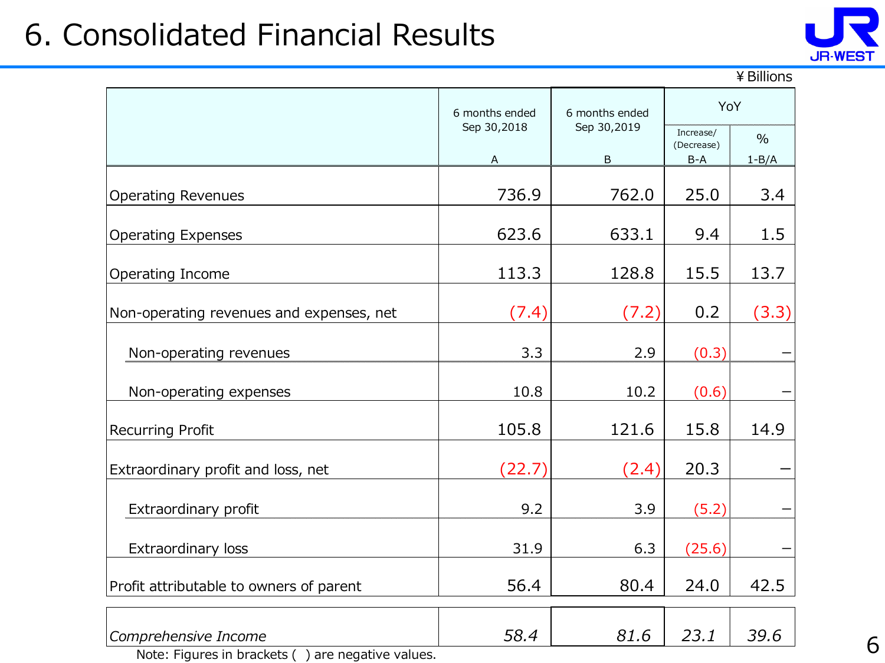# 6. Consolidated Financial Results

¥ Billions

| | 6 months ended Sep 30,2018 | 6 months ended Sep 30,2019 | YoY | |
|---|---|---|---|---|
| | | | Increase/ (Decrease) | % |
| | A | B | B-A | 1-B/A |
| Operating Revenues | 736.9 | 762.0 | 25.0 | 3.4 |
| Operating Expenses | 623.6 | 633.1 | 9.4 | 1.5 |
| Operating Income | 113.3 | 128.8 | 15.5 | 13.7 |
| Non-operating revenues and expenses, net | (7.4) | (7.2) | 0.2 | (3.3) |
| Non-operating revenues | 3.3 | 2.9 | (0.3) | – |
| Non-operating expenses | 10.8 | 10.2 | (0.6) | – |
| Recurring Profit | 105.8 | 121.6 | 15.8 | 14.9 |
| Extraordinary profit and loss, net | (22.7) | (2.4) | 20.3 | – |
| Extraordinary profit | 9.2 | 3.9 | (5.2) | – |
| Extraordinary loss | 31.9 | 6.3 | (25.6) | – |
| Profit attributable to owners of parent | 56.4 | 80.4 | 24.0 | 42.5 |
| *Comprehensive Income* | *58.4* | *81.6* | *23.1* | *39.6* |

Note: Figures in brackets ( ) are negative values.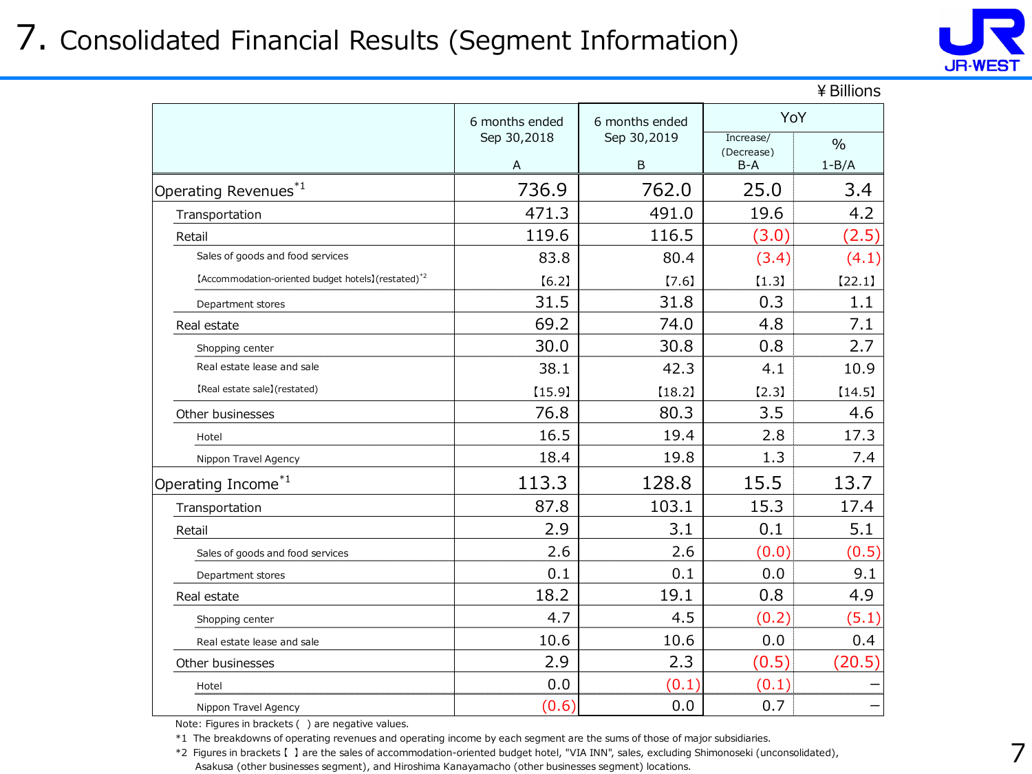# 7. Consolidated Financial Results (Segment Information)

¥Billions

| | 6 months ended Sep 30,2018 A | 6 months ended Sep 30,2019 B | YoY | |
|---|---|---|---|---|
| | | | Increase/ (Decrease) B-A | % 1-B/A |
| Operating Revenues[*1] | 736.9 | 762.0 | 25.0 | 3.4 |
| Transportation | 471.3 | 491.0 | 19.6 | 4.2 |
| Retail | 119.6 | 116.5 | (3.0) | (2.5) |
| Sales of goods and food services | 83.8 | 80.4 | (3.4) | (4.1) |
| 【Accommodation-oriented budget hotels】(restated)[*2] | 【6.2】 | 【7.6】 | 【1.3】 | 【22.1】 |
| Department stores | 31.5 | 31.8 | 0.3 | 1.1 |
| Real estate | 69.2 | 74.0 | 4.8 | 7.1 |
| Shopping center | 30.0 | 30.8 | 0.8 | 2.7 |
| Real estate lease and sale | 38.1 | 42.3 | 4.1 | 10.9 |
| 【Real estate sale】(restated) | 【15.9】 | 【18.2】 | 【2.3】 | 【14.5】 |
| Other businesses | 76.8 | 80.3 | 3.5 | 4.6 |
| Hotel | 16.5 | 19.4 | 2.8 | 17.3 |
| Nippon Travel Agency | 18.4 | 19.8 | 1.3 | 7.4 |
| Operating Income[*1] | 113.3 | 128.8 | 15.5 | 13.7 |
| Transportation | 87.8 | 103.1 | 15.3 | 17.4 |
| Retail | 2.9 | 3.1 | 0.1 | 5.1 |
| Sales of goods and food services | 2.6 | 2.6 | (0.0) | (0.5) |
| Department stores | 0.1 | 0.1 | 0.0 | 9.1 |
| Real estate | 18.2 | 19.1 | 0.8 | 4.9 |
| Shopping center | 4.7 | 4.5 | (0.2) | (5.1) |
| Real estate lease and sale | 10.6 | 10.6 | 0.0 | 0.4 |
| Other businesses | 2.9 | 2.3 | (0.5) | (20.5) |
| Hotel | 0.0 | (0.1) | (0.1) | – |
| Nippon Travel Agency | (0.6) | 0.0 | 0.7 | – |

Note: Figures in brackets ( ) are negative values.

*1 The breakdowns of operating revenues and operating income by each segment are the sums of those of major subsidiaries.

*2 Figures in brackets【 】are the sales of accommodation-oriented budget hotel, "VIA INN", sales, excluding Shimonoseki (unconsolidated), Asakusa (other businesses segment), and Hiroshima Kanayamacho (other businesses segment) locations.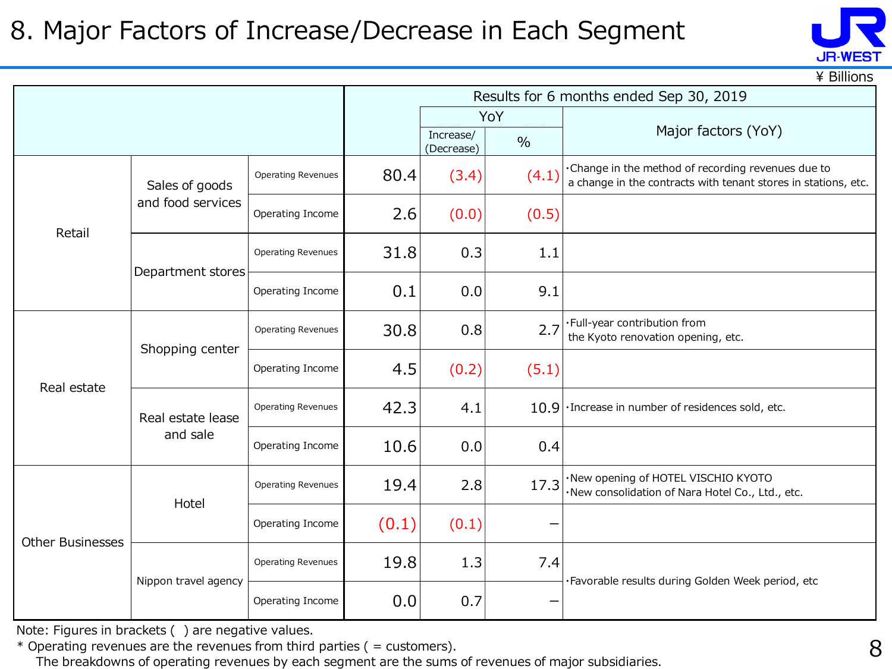# 8. Major Factors of Increase/Decrease in Each Segment

¥ Billions

| | | | Results for 6 months ended Sep 30, 2019 | | | |
|---|---|---|---|---|---|---|
| | | | | YoY | | Major factors (YoY) |
| | | | | Increase/ (Decrease) | % | |
| Retail | Sales of goods and food services | Operating Revenues | 80.4 | (3.4) | (4.1) | ･Change in the method of recording revenues due to a change in the contracts with tenant stores in stations, etc. |
| | | Operating Income | 2.6 | (0.0) | (0.5) | |
| | Department stores | Operating Revenues | 31.8 | 0.3 | 1.1 | |
| | | Operating Income | 0.1 | 0.0 | 9.1 | |
| Real estate | Shopping center | Operating Revenues | 30.8 | 0.8 | 2.7 | ･Full-year contribution from the Kyoto renovation opening, etc. |
| | | Operating Income | 4.5 | (0.2) | (5.1) | |
| | Real estate lease and sale | Operating Revenues | 42.3 | 4.1 | 10.9 | ･Increase in number of residences sold, etc. |
| | | Operating Income | 10.6 | 0.0 | 0.4 | |
| Other Businesses | Hotel | Operating Revenues | 19.4 | 2.8 | 17.3 | ･New opening of HOTEL VISCHIO KYOTO<br>･New consolidation of Nara Hotel Co., Ltd., etc. |
| | | Operating Income | (0.1) | (0.1) | – | |
| | Nippon travel agency | Operating Revenues | 19.8 | 1.3 | 7.4 | ･Favorable results during Golden Week period, etc |
| | | Operating Income | 0.0 | 0.7 | – | |

Note: Figures in brackets ( ) are negative values.

* Operating revenues are the revenues from third parties ( = customers).
  The breakdowns of operating revenues by each segment are the sums of revenues of major subsidiaries.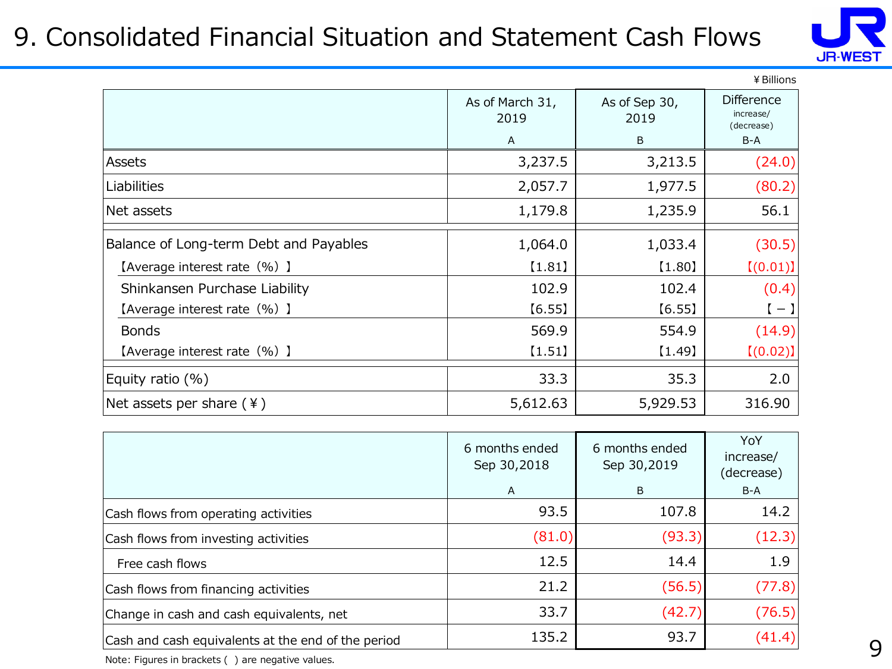# 9. Consolidated Financial Situation and Statement Cash Flows

¥Billions

| | As of March 31, 2019<br>A | As of Sep 30, 2019<br>B | Difference increase/(decrease)<br>B-A |
|---|---|---|---|
| Assets | 3,237.5 | 3,213.5 | (24.0) |
| Liabilities | 2,057.7 | 1,977.5 | (80.2) |
| Net assets | 1,179.8 | 1,235.9 | 56.1 |
| Balance of Long-term Debt and Payables | 1,064.0 | 1,033.4 | (30.5) |
| 【Average interest rate（%）】 | 【1.81】 | 【1.80】 | 【(0.01)】 |
| Shinkansen Purchase Liability | 102.9 | 102.4 | (0.4) |
| 【Average interest rate（%）】 | 【6.55】 | 【6.55】 | 【－】 |
| Bonds | 569.9 | 554.9 | (14.9) |
| 【Average interest rate（%）】 | 【1.51】 | 【1.49】 | 【(0.02)】 |
| Equity ratio (%) | 33.3 | 35.3 | 2.0 |
| Net assets per share (¥) | 5,612.63 | 5,929.53 | 316.90 |

| | 6 months ended Sep 30,2018<br>A | 6 months ended Sep 30,2019<br>B | YoY increase/(decrease)<br>B-A |
|---|---|---|---|
| Cash flows from operating activities | 93.5 | 107.8 | 14.2 |
| Cash flows from investing activities | (81.0) | (93.3) | (12.3) |
| Free cash flows | 12.5 | 14.4 | 1.9 |
| Cash flows from financing activities | 21.2 | (56.5) | (77.8) |
| Change in cash and cash equivalents, net | 33.7 | (42.7) | (76.5) |
| Cash and cash equivalents at the end of the period | 135.2 | 93.7 | (41.4) |

Note: Figures in brackets ( ) are negative values.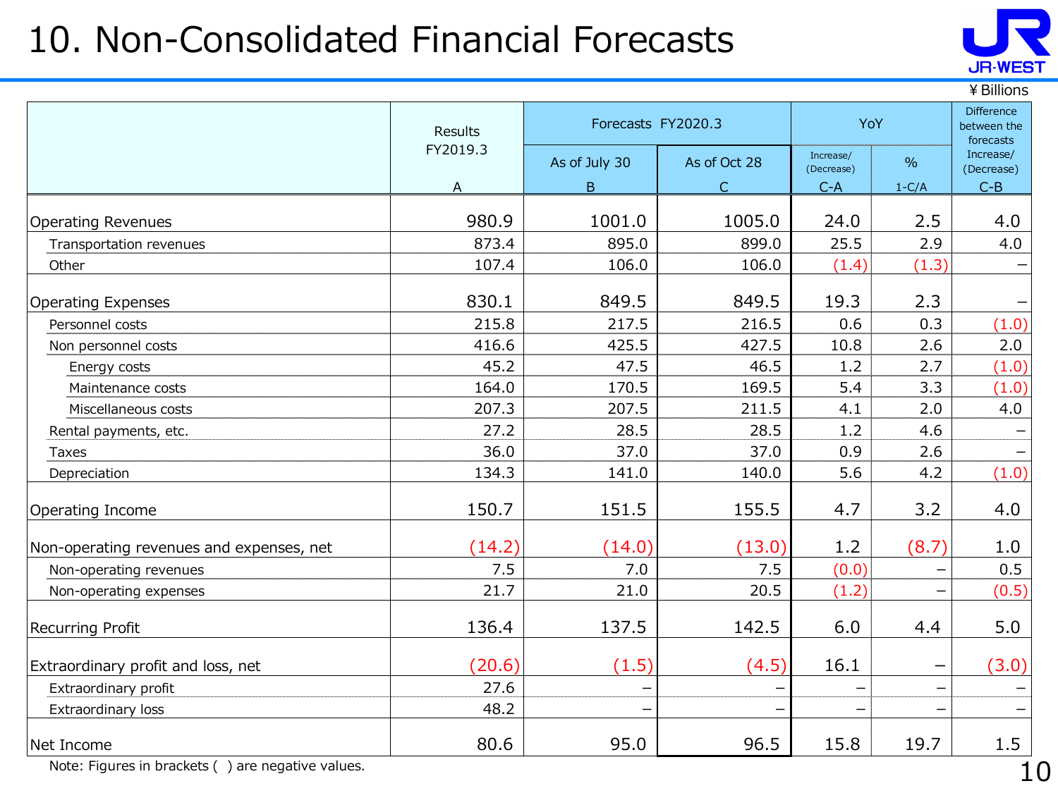# 10. Non-Consolidated Financial Forecasts

¥Billions

| | Results FY2019.3 | Forecasts FY2020.3 | | YoY | | Difference between the forecasts |
|---|---|---|---|---|---|---|
| | | As of July 30 | As of Oct 28 | Increase/ (Decrease) | % | Increase/ (Decrease) |
| | A | B | C | C-A | 1-C/A | C-B |
| Operating Revenues | 980.9 | 1001.0 | 1005.0 | 24.0 | 2.5 | 4.0 |
| Transportation revenues | 873.4 | 895.0 | 899.0 | 25.5 | 2.9 | 4.0 |
| Other | 107.4 | 106.0 | 106.0 | (1.4) | (1.3) | – |
| Operating Expenses | 830.1 | 849.5 | 849.5 | 19.3 | 2.3 | – |
| Personnel costs | 215.8 | 217.5 | 216.5 | 0.6 | 0.3 | (1.0) |
| Non personnel costs | 416.6 | 425.5 | 427.5 | 10.8 | 2.6 | 2.0 |
| Energy costs | 45.2 | 47.5 | 46.5 | 1.2 | 2.7 | (1.0) |
| Maintenance costs | 164.0 | 170.5 | 169.5 | 5.4 | 3.3 | (1.0) |
| Miscellaneous costs | 207.3 | 207.5 | 211.5 | 4.1 | 2.0 | 4.0 |
| Rental payments, etc. | 27.2 | 28.5 | 28.5 | 1.2 | 4.6 | – |
| Taxes | 36.0 | 37.0 | 37.0 | 0.9 | 2.6 | – |
| Depreciation | 134.3 | 141.0 | 140.0 | 5.6 | 4.2 | (1.0) |
| Operating Income | 150.7 | 151.5 | 155.5 | 4.7 | 3.2 | 4.0 |
| Non-operating revenues and expenses, net | (14.2) | (14.0) | (13.0) | 1.2 | (8.7) | 1.0 |
| Non-operating revenues | 7.5 | 7.0 | 7.5 | (0.0) | – | 0.5 |
| Non-operating expenses | 21.7 | 21.0 | 20.5 | (1.2) | – | (0.5) |
| Recurring Profit | 136.4 | 137.5 | 142.5 | 6.0 | 4.4 | 5.0 |
| Extraordinary profit and loss, net | (20.6) | (1.5) | (4.5) | 16.1 | – | (3.0) |
| Extraordinary profit | 27.6 | – | – | – | – | – |
| Extraordinary loss | 48.2 | – | – | – | – | – |
| Net Income | 80.6 | 95.0 | 96.5 | 15.8 | 19.7 | 1.5 |

Note: Figures in brackets ( ) are negative values.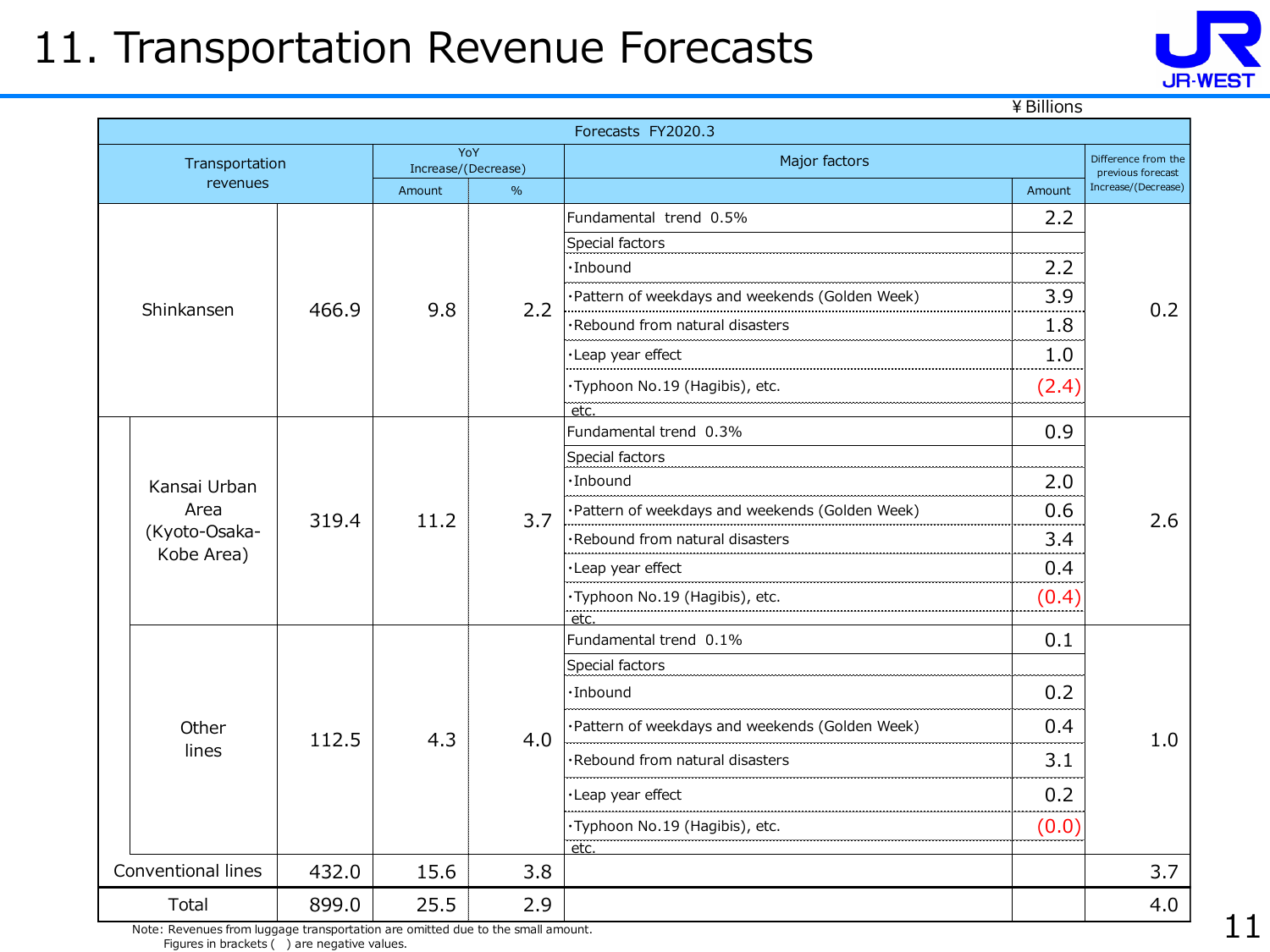# 11. Transportation Revenue Forecasts

¥Billions

| Forecasts FY2020.3 | | | | | | | |
|---|---|---|---|---|---|---|---|
| Transportation revenues | | | YoY Increase/(Decrease) | | Major factors | | Difference from the previous forecast Increase/(Decrease) |
| | | | Amount | % | | Amount | |
| Shinkansen | | 466.9 | 9.8 | 2.2 | Fundamental trend 0.5% | 2.2 | 0.2 |
| | | | | | Special factors | | |
| | | | | | ･Inbound | 2.2 | |
| | | | | | ･Pattern of weekdays and weekends (Golden Week) | 3.9 | |
| | | | | | ･Rebound from natural disasters | 1.8 | |
| | | | | | ･Leap year effect | 1.0 | |
| | | | | | ･Typhoon No.19 (Hagibis), etc. | (2.4) | |
| | | | | | etc. | | |
| | Kansai Urban Area (Kyoto-Osaka-Kobe Area) | 319.4 | 11.2 | 3.7 | Fundamental trend 0.3% | 0.9 | 2.6 |
| | | | | | Special factors | | |
| | | | | | ･Inbound | 2.0 | |
| | | | | | ･Pattern of weekdays and weekends (Golden Week) | 0.6 | |
| | | | | | ･Rebound from natural disasters | 3.4 | |
| | | | | | ･Leap year effect | 0.4 | |
| | | | | | ･Typhoon No.19 (Hagibis), etc. | (0.4) | |
| | | | | | etc. | | |
| | Other lines | 112.5 | 4.3 | 4.0 | Fundamental trend 0.1% | 0.1 | 1.0 |
| | | | | | Special factors | | |
| | | | | | ･Inbound | 0.2 | |
| | | | | | ･Pattern of weekdays and weekends (Golden Week) | 0.4 | |
| | | | | | ･Rebound from natural disasters | 3.1 | |
| | | | | | ･Leap year effect | 0.2 | |
| | | | | | ･Typhoon No.19 (Hagibis), etc. | (0.0) | |
| | | | | | etc. | | |
| Conventional lines | | 432.0 | 15.6 | 3.8 | | | 3.7 |
| Total | | 899.0 | 25.5 | 2.9 | | | 4.0 |

Note: Revenues from luggage transportation are omitted due to the small amount.
Figures in brackets ( ) are negative values.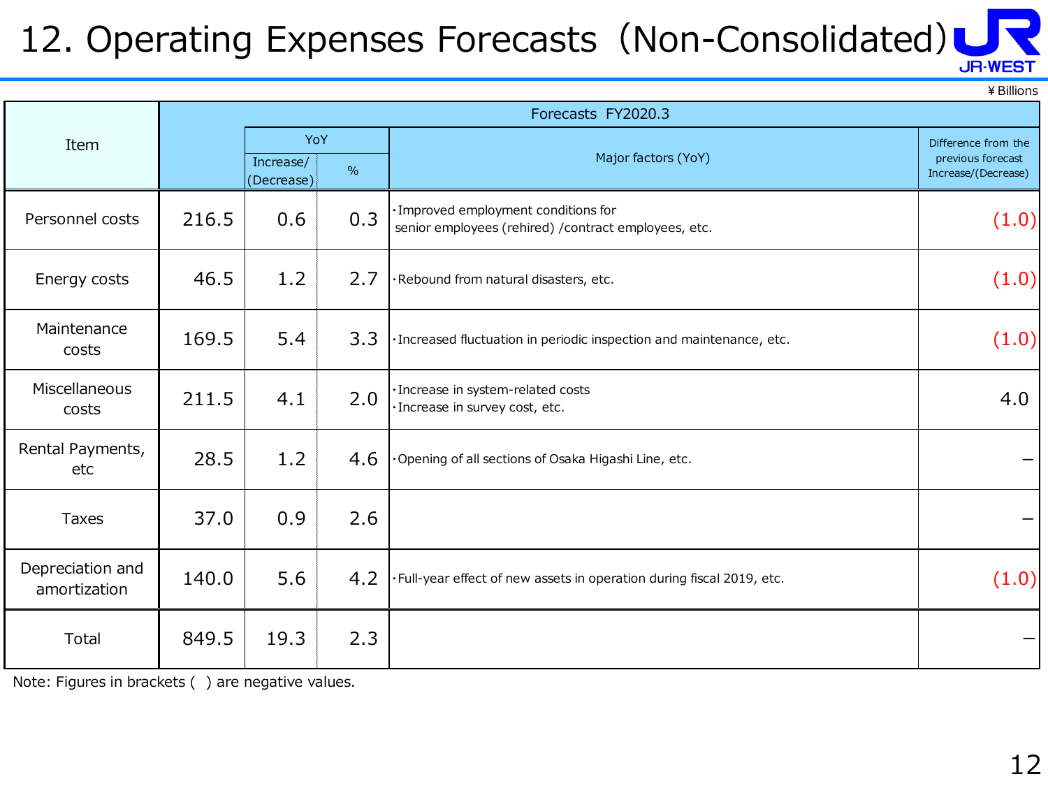# 12. Operating Expenses Forecasts（Non-Consolidated）

¥Billions

| Item | Forecasts FY2020.3 | | | | |
|---|---|---|---|---|---|
| | | YoY | | Major factors (YoY) | Difference from the previous forecast Increase/(Decrease) |
| | | Increase/(Decrease) | % | | |
| Personnel costs | 216.5 | 0.6 | 0.3 | ･Improved employment conditions for senior employees (rehired) /contract employees, etc. | (1.0) |
| Energy costs | 46.5 | 1.2 | 2.7 | ･Rebound from natural disasters, etc. | (1.0) |
| Maintenance costs | 169.5 | 5.4 | 3.3 | ･Increased fluctuation in periodic inspection and maintenance, etc. | (1.0) |
| Miscellaneous costs | 211.5 | 4.1 | 2.0 | ･Increase in system-related costs<br>･Increase in survey cost, etc. | 4.0 |
| Rental Payments, etc | 28.5 | 1.2 | 4.6 | ･Opening of all sections of Osaka Higashi Line, etc. | – |
| Taxes | 37.0 | 0.9 | 2.6 | | – |
| Depreciation and amortization | 140.0 | 5.6 | 4.2 | ･Full-year effect of new assets in operation during fiscal 2019, etc. | (1.0) |
| Total | 849.5 | 19.3 | 2.3 | | – |

Note: Figures in brackets ( ) are negative values.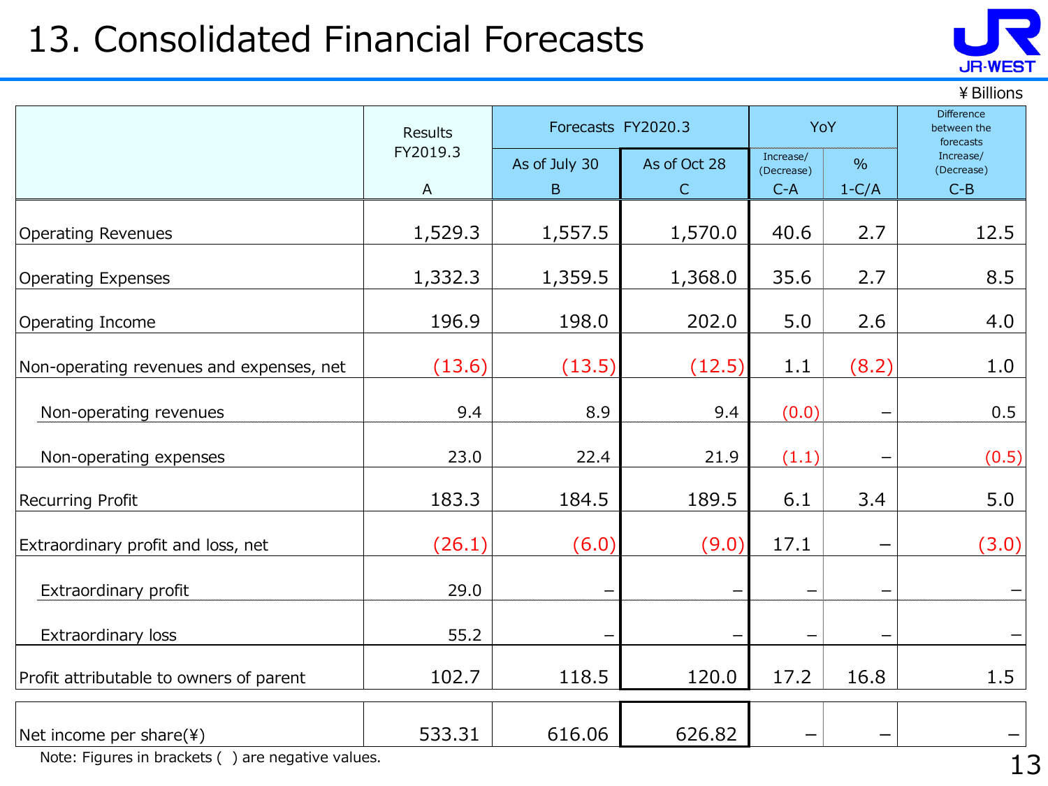# 13. Consolidated Financial Forecasts

¥Billions

| | Results FY2019.3 | Forecasts FY2020.3 | | YoY | | Difference between the forecasts |
|---|---|---|---|---|---|---|
| | | As of July 30 | As of Oct 28 | Increase/ (Decrease) | % | Increase/ (Decrease) |
| | A | B | C | C-A | 1-C/A | C-B |
| Operating Revenues | 1,529.3 | 1,557.5 | 1,570.0 | 40.6 | 2.7 | 12.5 |
| Operating Expenses | 1,332.3 | 1,359.5 | 1,368.0 | 35.6 | 2.7 | 8.5 |
| Operating Income | 196.9 | 198.0 | 202.0 | 5.0 | 2.6 | 4.0 |
| Non-operating revenues and expenses, net | (13.6) | (13.5) | (12.5) | 1.1 | (8.2) | 1.0 |
| Non-operating revenues | 9.4 | 8.9 | 9.4 | (0.0) | – | 0.5 |
| Non-operating expenses | 23.0 | 22.4 | 21.9 | (1.1) | – | (0.5) |
| Recurring Profit | 183.3 | 184.5 | 189.5 | 6.1 | 3.4 | 5.0 |
| Extraordinary profit and loss, net | (26.1) | (6.0) | (9.0) | 17.1 | – | (3.0) |
| Extraordinary profit | 29.0 | – | – | – | – | – |
| Extraordinary loss | 55.2 | – | – | – | – | – |
| Profit attributable to owners of parent | 102.7 | 118.5 | 120.0 | 17.2 | 16.8 | 1.5 |
| Net income per share(¥) | 533.31 | 616.06 | 626.82 | – | – | – |

Note: Figures in brackets ( ) are negative values.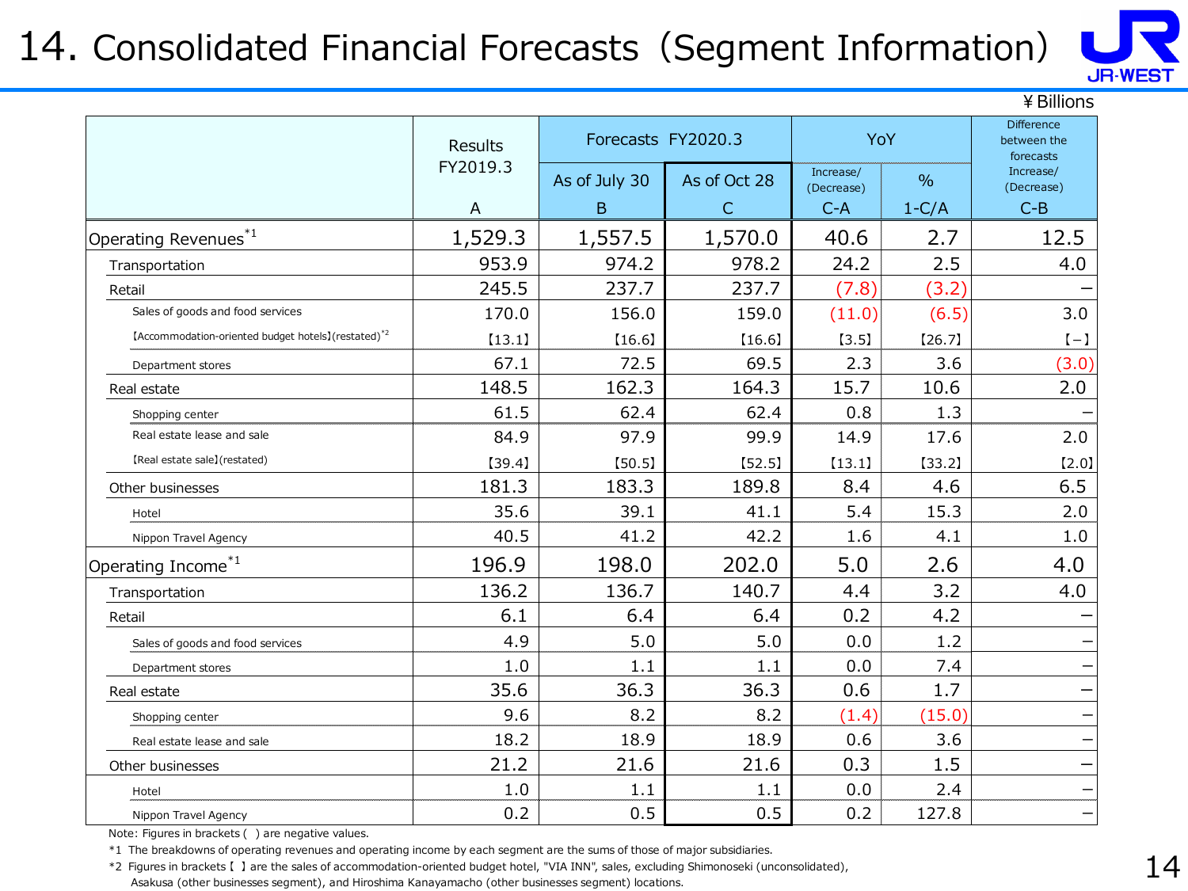# 14. Consolidated Financial Forecasts（Segment Information）

¥Billions

| | Results FY2019.3 | Forecasts FY2020.3 | | YoY | | Difference between the forecasts |
|---|---|---|---|---|---|---|
| | | As of July 30 | As of Oct 28 | Increase/ (Decrease) | % | Increase/ (Decrease) |
| | A | B | C | C-A | 1-C/A | C-B |
| Operating Revenues[*1] | 1,529.3 | 1,557.5 | 1,570.0 | 40.6 | 2.7 | 12.5 |
| Transportation | 953.9 | 974.2 | 978.2 | 24.2 | 2.5 | 4.0 |
| Retail | 245.5 | 237.7 | 237.7 | (7.8) | (3.2) | – |
| Sales of goods and food services | 170.0 | 156.0 | 159.0 | (11.0) | (6.5) | 3.0 |
| 【Accommodation-oriented budget hotels】(restated)[*2] | 【13.1】 | 【16.6】 | 【16.6】 | 【3.5】 | 【26.7】 | 【–】 |
| Department stores | 67.1 | 72.5 | 69.5 | 2.3 | 3.6 | (3.0) |
| Real estate | 148.5 | 162.3 | 164.3 | 15.7 | 10.6 | 2.0 |
| Shopping center | 61.5 | 62.4 | 62.4 | 0.8 | 1.3 | – |
| Real estate lease and sale | 84.9 | 97.9 | 99.9 | 14.9 | 17.6 | 2.0 |
| 【Real estate sale】(restated) | 【39.4】 | 【50.5】 | 【52.5】 | 【13.1】 | 【33.2】 | 【2.0】 |
| Other businesses | 181.3 | 183.3 | 189.8 | 8.4 | 4.6 | 6.5 |
| Hotel | 35.6 | 39.1 | 41.1 | 5.4 | 15.3 | 2.0 |
| Nippon Travel Agency | 40.5 | 41.2 | 42.2 | 1.6 | 4.1 | 1.0 |
| Operating Income[*1] | 196.9 | 198.0 | 202.0 | 5.0 | 2.6 | 4.0 |
| Transportation | 136.2 | 136.7 | 140.7 | 4.4 | 3.2 | 4.0 |
| Retail | 6.1 | 6.4 | 6.4 | 0.2 | 4.2 | – |
| Sales of goods and food services | 4.9 | 5.0 | 5.0 | 0.0 | 1.2 | – |
| Department stores | 1.0 | 1.1 | 1.1 | 0.0 | 7.4 | – |
| Real estate | 35.6 | 36.3 | 36.3 | 0.6 | 1.7 | – |
| Shopping center | 9.6 | 8.2 | 8.2 | (1.4) | (15.0) | – |
| Real estate lease and sale | 18.2 | 18.9 | 18.9 | 0.6 | 3.6 | – |
| Other businesses | 21.2 | 21.6 | 21.6 | 0.3 | 1.5 | – |
| Hotel | 1.0 | 1.1 | 1.1 | 0.0 | 2.4 | – |
| Nippon Travel Agency | 0.2 | 0.5 | 0.5 | 0.2 | 127.8 | – |

Note: Figures in brackets ( ) are negative values.

*1 The breakdowns of operating revenues and operating income by each segment are the sums of those of major subsidiaries.

*2 Figures in brackets【 】are the sales of accommodation-oriented budget hotel, "VIA INN", sales, excluding Shimonoseki (unconsolidated), Asakusa (other businesses segment), and Hiroshima Kanayamacho (other businesses segment) locations.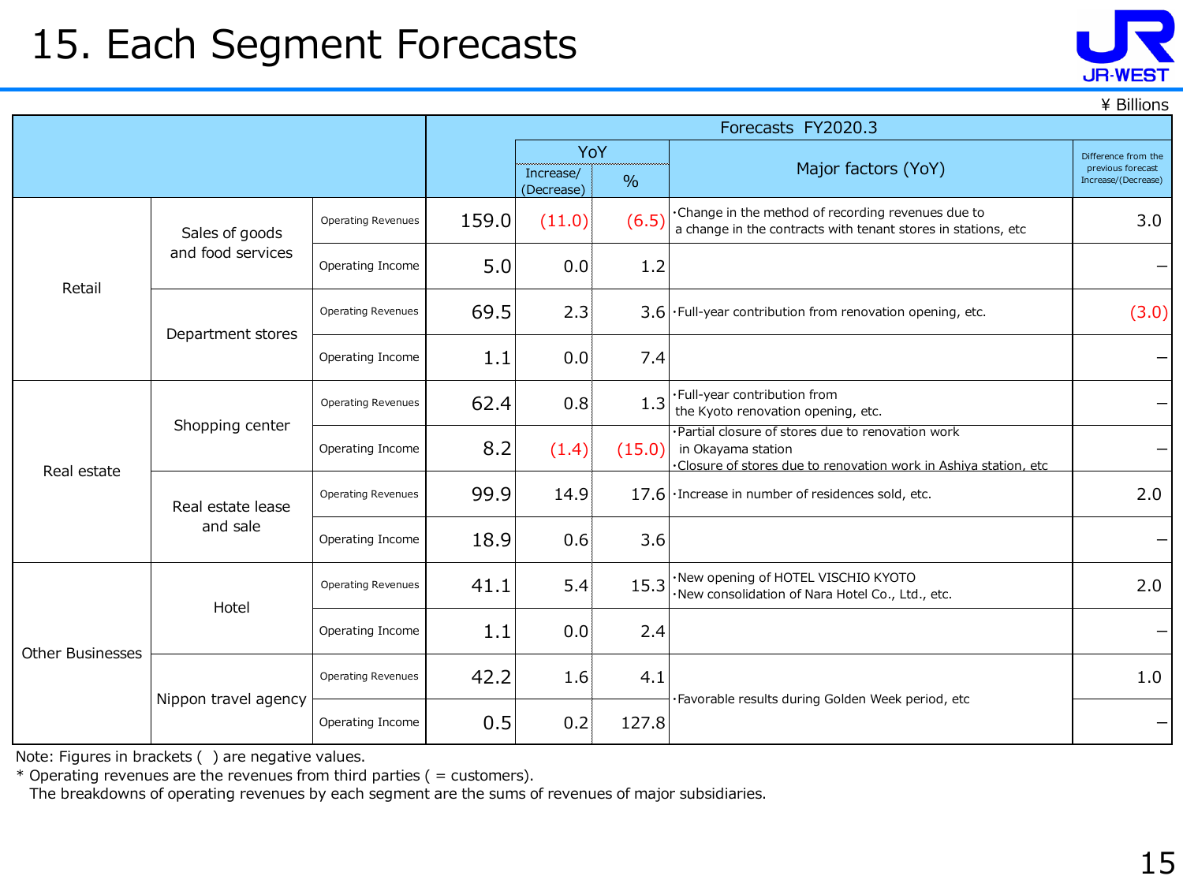# 15. Each Segment Forecasts

¥ Billions

| | | | Forecasts FY2020.3 | | | | |
|---|---|---|---|---|---|---|---|
| | | | | YoY Increase/(Decrease) | YoY % | Major factors (YoY) | Difference from the previous forecast Increase/(Decrease) |
| Retail | Sales of goods and food services | Operating Revenues | 159.0 | (11.0) | (6.5) | ·Change in the method of recording revenues due to a change in the contracts with tenant stores in stations, etc | 3.0 |
| | | Operating Income | 5.0 | 0.0 | 1.2 | | − |
| | Department stores | Operating Revenues | 69.5 | 2.3 | 3.6 | ·Full-year contribution from renovation opening, etc. | (3.0) |
| | | Operating Income | 1.1 | 0.0 | 7.4 | | − |
| Real estate | Shopping center | Operating Revenues | 62.4 | 0.8 | 1.3 | ·Full-year contribution from the Kyoto renovation opening, etc. | − |
| | | Operating Income | 8.2 | (1.4) | (15.0) | ·Partial closure of stores due to renovation work in Okayama station ·Closure of stores due to renovation work in Ashiya station, etc | − |
| | Real estate lease and sale | Operating Revenues | 99.9 | 14.9 | 17.6 | ·Increase in number of residences sold, etc. | 2.0 |
| | | Operating Income | 18.9 | 0.6 | 3.6 | | − |
| Other Businesses | Hotel | Operating Revenues | 41.1 | 5.4 | 15.3 | ·New opening of HOTEL VISCHIO KYOTO ·New consolidation of Nara Hotel Co., Ltd., etc. | 2.0 |
| | | Operating Income | 1.1 | 0.0 | 2.4 | | − |
| | Nippon travel agency | Operating Revenues | 42.2 | 1.6 | 4.1 | ·Favorable results during Golden Week period, etc | 1.0 |
| | | Operating Income | 0.5 | 0.2 | 127.8 | | − |

Note: Figures in brackets ( ) are negative values.

* Operating revenues are the revenues from third parties ( = customers).
  The breakdowns of operating revenues by each segment are the sums of revenues of major subsidiaries.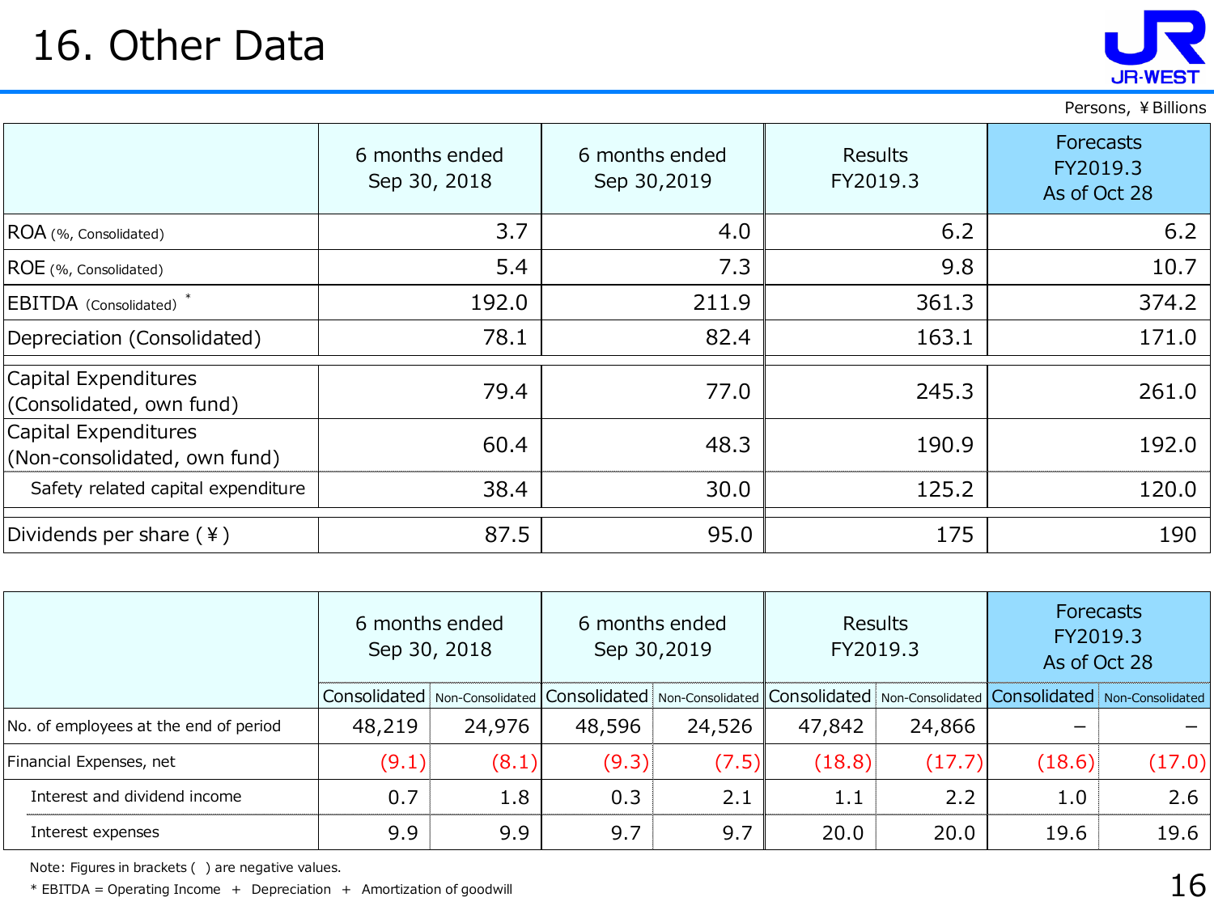# 16. Other Data

Persons, ¥Billions

| | 6 months ended Sep 30, 2018 | 6 months ended Sep 30,2019 | Results FY2019.3 | Forecasts FY2019.3 As of Oct 28 |
|---|---|---|---|---|
| ROA (%, Consolidated) | 3.7 | 4.0 | 6.2 | 6.2 |
| ROE (%, Consolidated) | 5.4 | 7.3 | 9.8 | 10.7 |
| EBITDA (Consolidated) * | 192.0 | 211.9 | 361.3 | 374.2 |
| Depreciation (Consolidated) | 78.1 | 82.4 | 163.1 | 171.0 |
| Capital Expenditures (Consolidated, own fund) | 79.4 | 77.0 | 245.3 | 261.0 |
| Capital Expenditures (Non-consolidated, own fund) | 60.4 | 48.3 | 190.9 | 192.0 |
| Safety related capital expenditure | 38.4 | 30.0 | 125.2 | 120.0 |
| Dividends per share (¥) | 87.5 | 95.0 | 175 | 190 |

| | 6 months ended Sep 30, 2018 | | 6 months ended Sep 30,2019 | | Results FY2019.3 | | Forecasts FY2019.3 As of Oct 28 | |
|---|---|---|---|---|---|---|---|---|
| | Consolidated | Non-Consolidated | Consolidated | Non-Consolidated | Consolidated | Non-Consolidated | Consolidated | Non-Consolidated |
| No. of employees at the end of period | 48,219 | 24,976 | 48,596 | 24,526 | 47,842 | 24,866 | – | – |
| Financial Expenses, net | (9.1) | (8.1) | (9.3) | (7.5) | (18.8) | (17.7) | (18.6) | (17.0) |
| Interest and dividend income | 0.7 | 1.8 | 0.3 | 2.1 | 1.1 | 2.2 | 1.0 | 2.6 |
| Interest expenses | 9.9 | 9.9 | 9.7 | 9.7 | 20.0 | 20.0 | 19.6 | 19.6 |

Note: Figures in brackets ( ) are negative values.

* EBITDA = Operating Income ＋ Depreciation ＋ Amortization of goodwill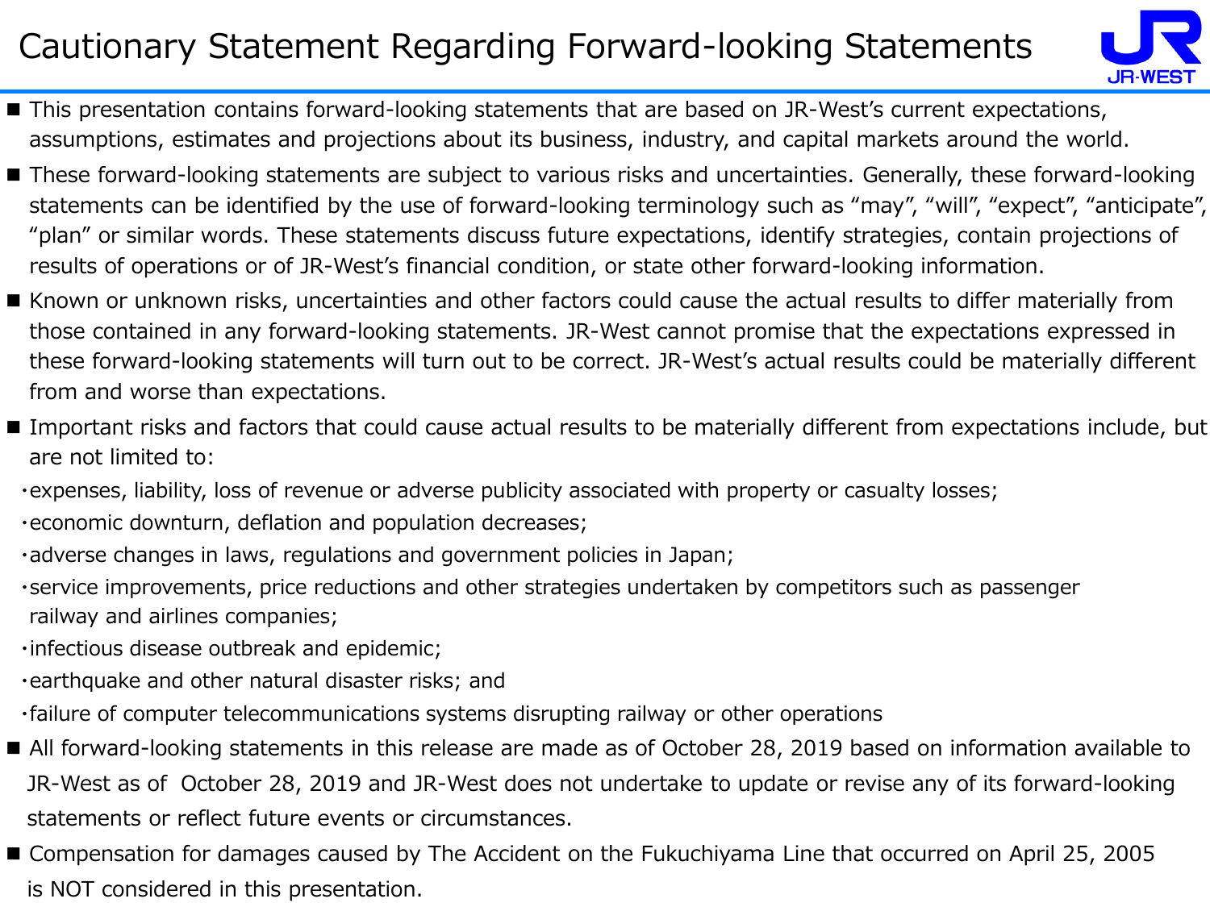# Cautionary Statement Regarding Forward-looking Statements

- This presentation contains forward-looking statements that are based on JR-West's current expectations, assumptions, estimates and projections about its business, industry, and capital markets around the world.
- These forward-looking statements are subject to various risks and uncertainties. Generally, these forward-looking statements can be identified by the use of forward-looking terminology such as "may", "will", "expect", "anticipate", "plan" or similar words. These statements discuss future expectations, identify strategies, contain projections of results of operations or of JR-West's financial condition, or state other forward-looking information.
- Known or unknown risks, uncertainties and other factors could cause the actual results to differ materially from those contained in any forward-looking statements. JR-West cannot promise that the expectations expressed in these forward-looking statements will turn out to be correct. JR-West's actual results could be materially different from and worse than expectations.
- Important risks and factors that could cause actual results to be materially different from expectations include, but are not limited to:
  - expenses, liability, loss of revenue or adverse publicity associated with property or casualty losses;
  - economic downturn, deflation and population decreases;
  - adverse changes in laws, regulations and government policies in Japan;
  - service improvements, price reductions and other strategies undertaken by competitors such as passenger railway and airlines companies;
  - infectious disease outbreak and epidemic;
  - earthquake and other natural disaster risks; and
  - failure of computer telecommunications systems disrupting railway or other operations
- All forward-looking statements in this release are made as of October 28, 2019 based on information available to JR-West as of October 28, 2019 and JR-West does not undertake to update or revise any of its forward-looking statements or reflect future events or circumstances.
- Compensation for damages caused by The Accident on the Fukuchiyama Line that occurred on April 25, 2005 is NOT considered in this presentation.